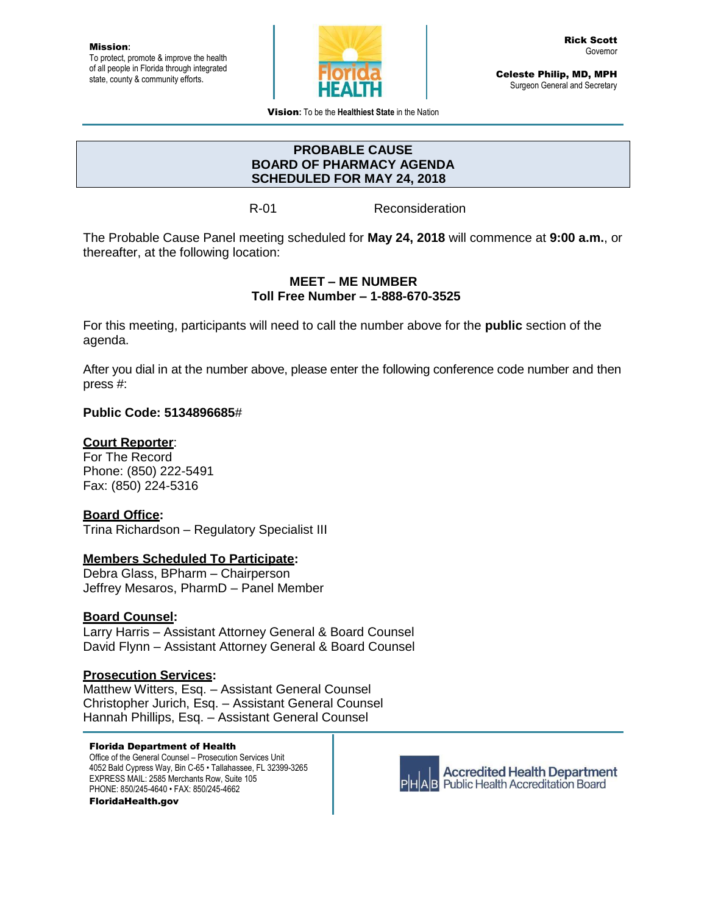**Mission**:
To protect, promote & improve the health of all people in Florida through integrated state, county & community efforts.

**Rick Scott**
Governor

**Celeste Philip, MD, MPH**
Surgeon General and Secretary

**Vision:** To be the **Healthiest State** in the Nation

# PROBABLE CAUSE
# BOARD OF PHARMACY AGENDA
# SCHEDULED FOR MAY 24, 2018

R-01 Reconsideration

The Probable Cause Panel meeting scheduled for **May 24, 2018** will commence at **9:00 a.m.**, or thereafter, at the following location:

**MEET – ME NUMBER**
**Toll Free Number – 1-888-670-3525**

For this meeting, participants will need to call the number above for the **public** section of the agenda.

After you dial in at the number above, please enter the following conference code number and then press #:

**Public Code: 5134896685**#

**Court Reporter**:
For The Record
Phone: (850) 222-5491
Fax: (850) 224-5316

**Board Office:**
Trina Richardson – Regulatory Specialist III

**Members Scheduled To Participate:**
Debra Glass, BPharm – Chairperson
Jeffrey Mesaros, PharmD – Panel Member

**Board Counsel:**
Larry Harris – Assistant Attorney General & Board Counsel
David Flynn – Assistant Attorney General & Board Counsel

**Prosecution Services:**
Matthew Witters, Esq. – Assistant General Counsel
Christopher Jurich, Esq. – Assistant General Counsel
Hannah Phillips, Esq. – Assistant General Counsel

**Florida Department of Health**
Office of the General Counsel – Prosecution Services Unit
4052 Bald Cypress Way, Bin C-65 • Tallahassee, FL 32399-3265
EXPRESS MAIL: 2585 Merchants Row, Suite 105
PHONE: 850/245-4640 • FAX: 850/245-4662
**FloridaHealth.gov**

Accredited Health Department
Public Health Accreditation Board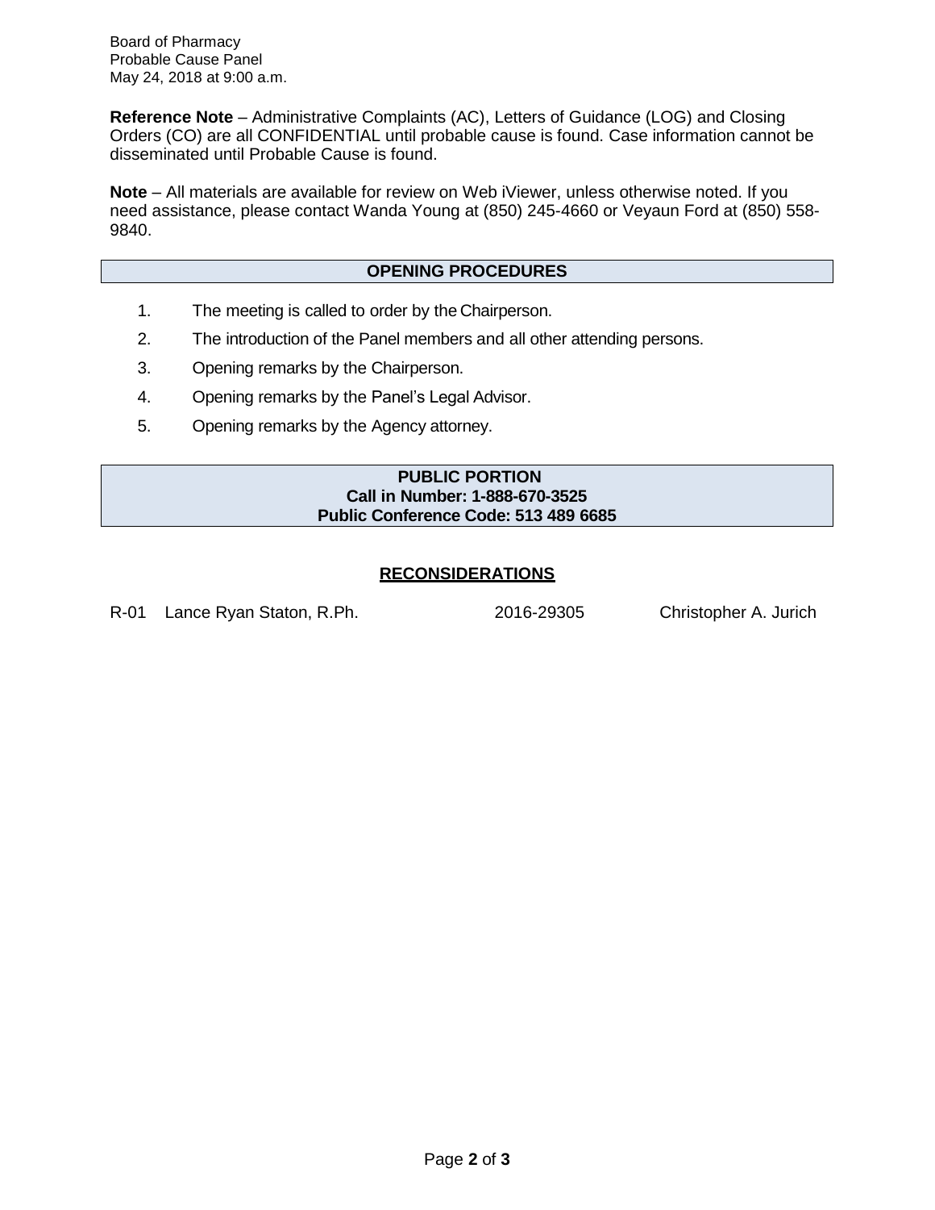Board of Pharmacy
Probable Cause Panel
May 24, 2018 at 9:00 a.m.

**Reference Note** – Administrative Complaints (AC), Letters of Guidance (LOG) and Closing Orders (CO) are all CONFIDENTIAL until probable cause is found. Case information cannot be disseminated until Probable Cause is found.

**Note** – All materials are available for review on Web iViewer, unless otherwise noted. If you need assistance, please contact Wanda Young at (850) 245-4660 or Veyaun Ford at (850) 558-9840.

## OPENING PROCEDURES

1. The meeting is called to order by the Chairperson.
2. The introduction of the Panel members and all other attending persons.
3. Opening remarks by the Chairperson.
4. Opening remarks by the Panel's Legal Advisor.
5. Opening remarks by the Agency attorney.

## PUBLIC PORTION
**Call in Number: 1-888-670-3525**
**Public Conference Code: 513 489 6685**

### RECONSIDERATIONS

| | | | |
|---|---|---|---|
| R-01 | Lance Ryan Staton, R.Ph. | 2016-29305 | Christopher A. Jurich |